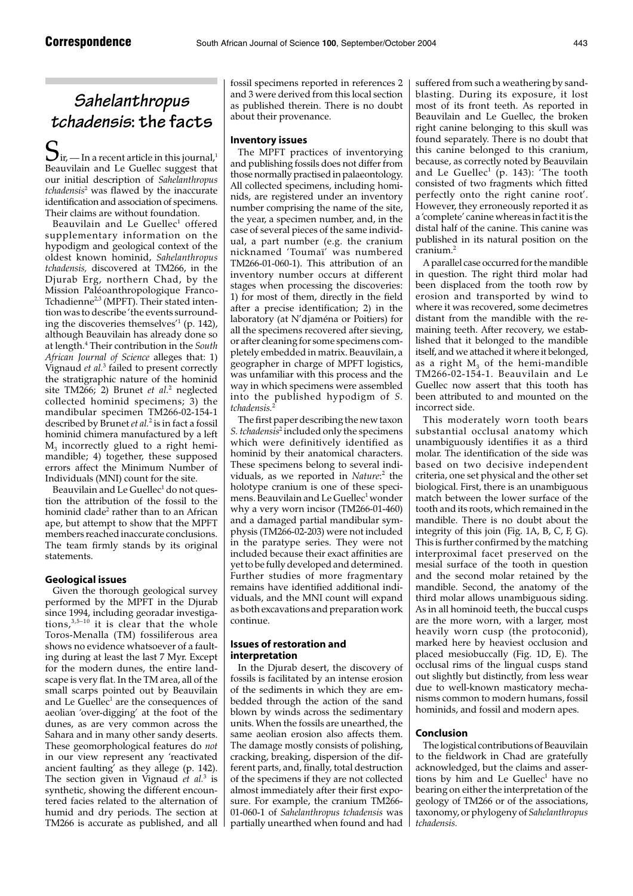# Sahelanthropus tchadensis: the facts

Sir, — In a recent article in this journal,[1] Beauvilain and Le Guellec suggest that our initial description of *Sahelanthropus tchadensis*[2] was flawed by the inaccurate identification and association of specimens. Their claims are without foundation.

Beauvilain and Le Guellec[1] offered supplementary information on the hypodigm and geological context of the oldest known hominid, *Sahelanthropus tchadensis,* discovered at TM266, in the Djurab Erg, northern Chad, by the Mission Paléoanthropologique Franco-Tchadienne[2,3] (MPFT). Their stated intention was to describe 'the events surrounding the discoveries themselves'[1] (p. 142), although Beauvilain has already done so at length.[4] Their contribution in the *South African Journal of Science* alleges that: 1) Vignaud *et al.*[3] failed to present correctly the stratigraphic nature of the hominid site TM266; 2) Brunet *et al.*[2] neglected collected hominid specimens; 3) the mandibular specimen TM266-02-154-1 described by Brunet *et al.*[2] is in fact a fossil hominid chimera manufactured by a left $M_3$ incorrectly glued to a right hemi-mandible; 4) together, these supposed errors affect the Minimum Number of Individuals (MNI) count for the site.

Beauvilain and Le Guellec[1] do not question the attribution of the fossil to the hominid clade[2] rather than to an African ape, but attempt to show that the MPFT members reached inaccurate conclusions. The team firmly stands by its original statements.

## Geological issues

Given the thorough geological survey performed by the MPFT in the Djurab since 1994, including georadar investigations,[3,5–10] it is clear that the whole Toros-Menalla (TM) fossiliferous area shows no evidence whatsoever of a faulting during at least the last 7 Myr. Except for the modern dunes, the entire landscape is very flat. In the TM area, all of the small scarps pointed out by Beauvilain and Le Guellec[1] are the consequences of aeolian 'over-digging' at the foot of the dunes, as are very common across the Sahara and in many other sandy deserts. These geomorphological features do *not* in our view represent any 'reactivated ancient faulting' as they allege (p. 142). The section given in Vignaud *et al.*[3] is synthetic, showing the different encountered facies related to the alternation of humid and dry periods. The section at TM266 is accurate as published, and all fossil specimens reported in references 2 and 3 were derived from this local section as published therein. There is no doubt about their provenance.

## Inventory issues

The MPFT practices of inventorying and publishing fossils does not differ from those normally practised in palaeontology. All collected specimens, including hominids, are registered under an inventory number comprising the name of the site, the year, a specimen number, and, in the case of several pieces of the same individual, a part number (e.g. the cranium nicknamed 'Toumaï' was numbered TM266-01-060-1). This attribution of an inventory number occurs at different stages when processing the discoveries: 1) for most of them, directly in the field after a precise identification; 2) in the laboratory (at N'djaména or Poitiers) for all the specimens recovered after sieving, or after cleaning for some specimens completely embedded in matrix. Beauvilain, a geographer in charge of MPFT logistics, was unfamiliar with this process and the way in which specimens were assembled into the published hypodigm of *S. tchadensis.*[2]

The first paper describing the new taxon *S. tchadensis*[2] included only the specimens which were definitively identified as hominid by their anatomical characters. These specimens belong to several individuals, as we reported in *Nature*:[2] the holotype cranium is one of these specimens. Beauvilain and Le Guellec[1] wonder why a very worn incisor (TM266-01-460) and a damaged partial mandibular symphysis (TM266-02-203) were not included in the paratype series. They were not included because their exact affinities are yet to be fully developed and determined. Further studies of more fragmentary remains have identified additional individuals, and the MNI count will expand as both excavations and preparation work continue.

## Issues of restoration and interpretation

In the Djurab desert, the discovery of fossils is facilitated by an intense erosion of the sediments in which they are embedded through the action of the sand blown by winds across the sedimentary units. When the fossils are unearthed, the same aeolian erosion also affects them. The damage mostly consists of polishing, cracking, breaking, dispersion of the different parts, and, finally, total destruction of the specimens if they are not collected almost immediately after their first exposure. For example, the cranium TM266-01-060-1 of *Sahelanthropus tchadensis* was partially unearthed when found and had suffered from such a weathering by sand-blasting. During its exposure, it lost most of its front teeth. As reported in Beauvilain and Le Guellec, the broken right canine belonging to this skull was found separately. There is no doubt that this canine belonged to this cranium, because, as correctly noted by Beauvilain and Le Guellec[1] (p. 143): 'The tooth consisted of two fragments which fitted perfectly onto the right canine root'. However, they erroneously reported it as a 'complete' canine whereas in fact it is the distal half of the canine. This canine was published in its natural position on the cranium.[2]

A parallel case occurred for the mandible in question. The right third molar had been displaced from the tooth row by erosion and transported by wind to where it was recovered, some decimetres distant from the mandible with the remaining teeth. After recovery, we established that it belonged to the mandible itself, and we attached it where it belonged, as a right $M_3$ of the hemi-mandible TM266-02-154-1. Beauvilain and Le Guellec now assert that this tooth has been attributed to and mounted on the incorrect side.

This moderately worn tooth bears substantial occlusal anatomy which unambiguously identifies it as a third molar. The identification of the side was based on two decisive independent criteria, one set physical and the other set biological. First, there is an unambiguous match between the lower surface of the tooth and its roots, which remained in the mandible. There is no doubt about the integrity of this join (Fig. 1A, B, C, F, G). This is further confirmed by the matching interproximal facet preserved on the mesial surface of the tooth in question and the second molar retained by the mandible. Second, the anatomy of the third molar allows unambiguous siding. As in all hominoid teeth, the buccal cusps are the more worn, with a larger, most heavily worn cusp (the protoconid), marked here by heaviest occlusion and placed mesiobuccally (Fig. 1D, E). The occlusal rims of the lingual cusps stand out slightly but distinctly, from less wear due to well-known masticatory mechanisms common to modern humans, fossil hominids, and fossil and modern apes.

## Conclusion

The logistical contributions of Beauvilain to the fieldwork in Chad are gratefully acknowledged, but the claims and assertions by him and Le Guellec[1] have no bearing on either the interpretation of the geology of TM266 or of the associations, taxonomy, or phylogeny of *Sahelanthropus tchadensis.*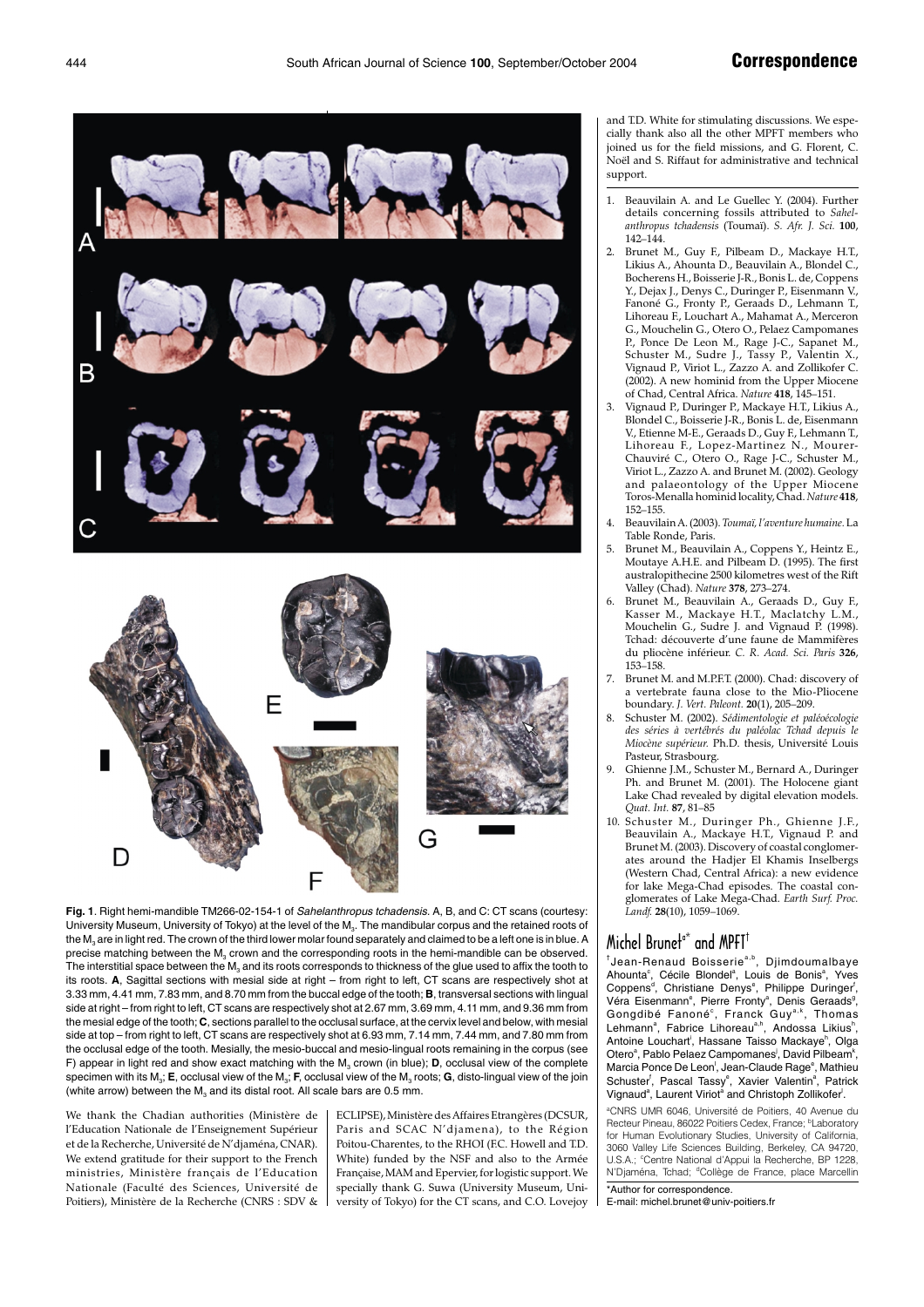**Fig. 1**. Right hemi-mandible TM266-02-154-1 of *Sahelanthropus tchadensis*. A, B, and C: CT scans (courtesy: University Museum, University of Tokyo) at the level of the $M_3$. The mandibular corpus and the retained roots of the $M_3$ are in light red. The crown of the third lower molar found separately and claimed to be a left one is in blue. A precise matching between the $M_3$ crown and the corresponding roots in the hemi-mandible can be observed. The interstitial space between the $M_3$ and its roots corresponds to thickness of the glue used to affix the tooth to its roots. **A**, Sagittal sections with mesial side at right – from right to left, CT scans are respectively shot at 3.33 mm, 4.41 mm, 7.83 mm, and 8.70 mm from the buccal edge of the tooth; **B**, transversal sections with lingual side at right – from right to left, CT scans are respectively shot at 2.67 mm, 3.69 mm, 4.11 mm, and 9.36 mm from the mesial edge of the tooth; **C**, sections parallel to the occlusal surface, at the cervix level and below, with mesial side at top – from right to left, CT scans are respectively shot at 6.93 mm, 7.14 mm, 7.44 mm and 7.80 mm from the occlusal edge of the tooth. Mesially, the mesio-buccal and mesio-lingual roots remaining in the corpus (see F) appear in light red and show exact matching with the $M_3$ crown (in blue); **D**, occlusal view of the complete specimen with its $M_3$; **E**, occlusal view of the $M_3$; **F**, occlusal view of the $M_3$ roots; **G**, disto-lingual view of the join (white arrow) between the $M_3$ and its distal root. All scale bars are 0.5 mm.

We thank the Chadian authorities (Ministère de l'Education Nationale de l'Enseignement Supérieur et de la Recherche, Université de N'djaména, CNAR). We extend gratitude for their support to the French ministries, Ministère français de l'Education Nationale (Faculté des Sciences, Université de Poitiers), Ministère de la Recherche (CNRS : SDV & ECLIPSE), Ministère des Affaires Etrangères (DCSUR, Paris and SCAC N'djamena), to the Région Poitou-Charentes, to the RHOI (F.C. Howell and T.D. White) funded by the NSF and also to the Armée Française, MAM and Epervier, for logistic support. We specially thank G. Suwa (University Museum, University of Tokyo) for the CT scans, and C.O. Lovejoy and T.D. White for stimulating discussions. We especially thank also all the other MPFT members who joined us for the field missions, and G. Florent, C. Noël and S. Riffaut for administrative and technical support.

1. Beauvilain A. and Le Guellec Y. (2004). Further details concerning fossils attributed to *Sahelanthropus tchadensis* (Toumaï). *S. Afr. J. Sci.* **100**, 142–144.
2. Brunet M., Guy F., Pilbeam D., Mackaye H.T., Likius A., Ahounta D., Beauvilain A., Blondel C., Bocherens H., Boisserie J-R., Bonis L. de, Coppens Y., Dejax J., Denys C., Duringer P., Eisenmann V., Fanoné G., Fronty P., Geraads D., Lehmann T., Lihoreau F., Louchart A., Mahamat A., Merceron G., Mouchelin G., Otero O., Pelaez Campomanes P., Ponce De Leon M., Rage J-C., Sapanet M., Schuster M., Sudre J., Tassy P., Valentin X., Vignaud P., Viriot L., Zazzo A. and Zollikofer C. (2002). A new hominid from the Upper Miocene of Chad, Central Africa. *Nature* **418**, 145–151.
3. Vignaud P., Duringer P., Mackaye H.T., Likius A., Blondel C., Boisserie J-R., Bonis L. de, Eisenmann V., Etienne M-E., Geraads D., Guy F., Lehmann T., Lihoreau F., Lopez-Martinez N., Mourer-Chauviré C., Otero O., Rage J-C., Schuster M., Viriot L., Zazzo A. and Brunet M. (2002). Geology and palaeontology of the Upper Miocene Toros-Menalla hominid locality, Chad. *Nature* **418**, 152–155.
4. Beauvilain A. (2003). *Toumaï, l'aventure humaine.* La Table Ronde, Paris.
5. Brunet M., Beauvilain A., Coppens Y., Heintz E., Moutaye A.H.E. and Pilbeam D. (1995). The first australopithecine 2500 kilometres west of the Rift Valley (Chad). *Nature* **378**, 273–274.
6. Brunet M., Beauvilain A., Geraads D., Guy F., Kasser M., Mackaye H.T., Maclatchy L.M., Mouchelin G., Sudre J. and Vignaud P. (1998). Tchad: découverte d'une faune de Mammifères du pliocène inférieur. *C. R. Acad. Sci. Paris* **326**, 153–158.
7. Brunet M. and M.P.F.T. (2000). Chad: discovery of a vertebrate fauna close to the Mio-Pliocene boundary. *J. Vert. Paleont.* **20**(1), 205–209.
8. Schuster M. (2002). *Sédimentologie et paléoécologie des séries à vertébrés du paléolac Tchad depuis le Miocène supérieur.* Ph.D. thesis, Université Louis Pasteur, Strasbourg.
9. Ghienne J.M., Schuster M., Bernard A., Duringer Ph. and Brunet M. (2001). The Holocene giant Lake Chad revealed by digital elevation models. *Quat. Int.* **87**, 81–85
10. Schuster M., Duringer Ph., Ghienne J.F., Beauvilain A., Mackaye H.T., Vignaud P. and Brunet M. (2003). Discovery of coastal conglomerates around the Hadjer El Khamis Inselbergs (Western Chad, Central Africa): a new evidence for lake Mega-Chad episodes. The coastal conglomerates of Lake Mega-Chad. *Earth Surf. Proc. Landf.* **28**(10), 1059–1069.

## Michel Brunet[a*] and MPFT[†]

[†]Jean-Renaud Boisserie[a,b], Djimdoumalbaye Ahounta[c], Cécile Blondel[a], Louis de Bonis[a], Yves Coppens[d], Christiane Denys[e], Philippe Duringer[f], Véra Eisenmann[e], Pierre Fronty[a], Denis Geraads[g], Gongdibé Fanoné[c], Franck Guy[a,k], Thomas Lehmann[a], Fabrice Lihoreau[a,h], Andossa Likius[h], Antoine Louchart[i], Hassane Taisso Mackaye[h], Olga Otero[a], Pablo Pelaez Campomanes[j], David Pilbeam[k], Marcia Ponce De Leon[l], Jean-Claude Rage[e], Mathieu Schuster[f], Pascal Tassy[e], Xavier Valentin[a], Patrick Vignaud[a], Laurent Viriot[a] and Christoph Zollikofer[l].

[a]CNRS UMR 6046, Université de Poitiers, 40 Avenue du Recteur Pineau, 86022 Poitiers Cedex, France; [b]Laboratory for Human Evolutionary Studies, University of California, 3060 Valley Life Sciences Building, Berkeley, CA 94720, U.S.A.; [c]Centre National d'Appui la Recherche, BP 1228, N'Djaména, Tchad; [d]Collège de France, place Marcellin

*Author for correspondence.
E-mail: michel.brunet@univ-poitiers.fr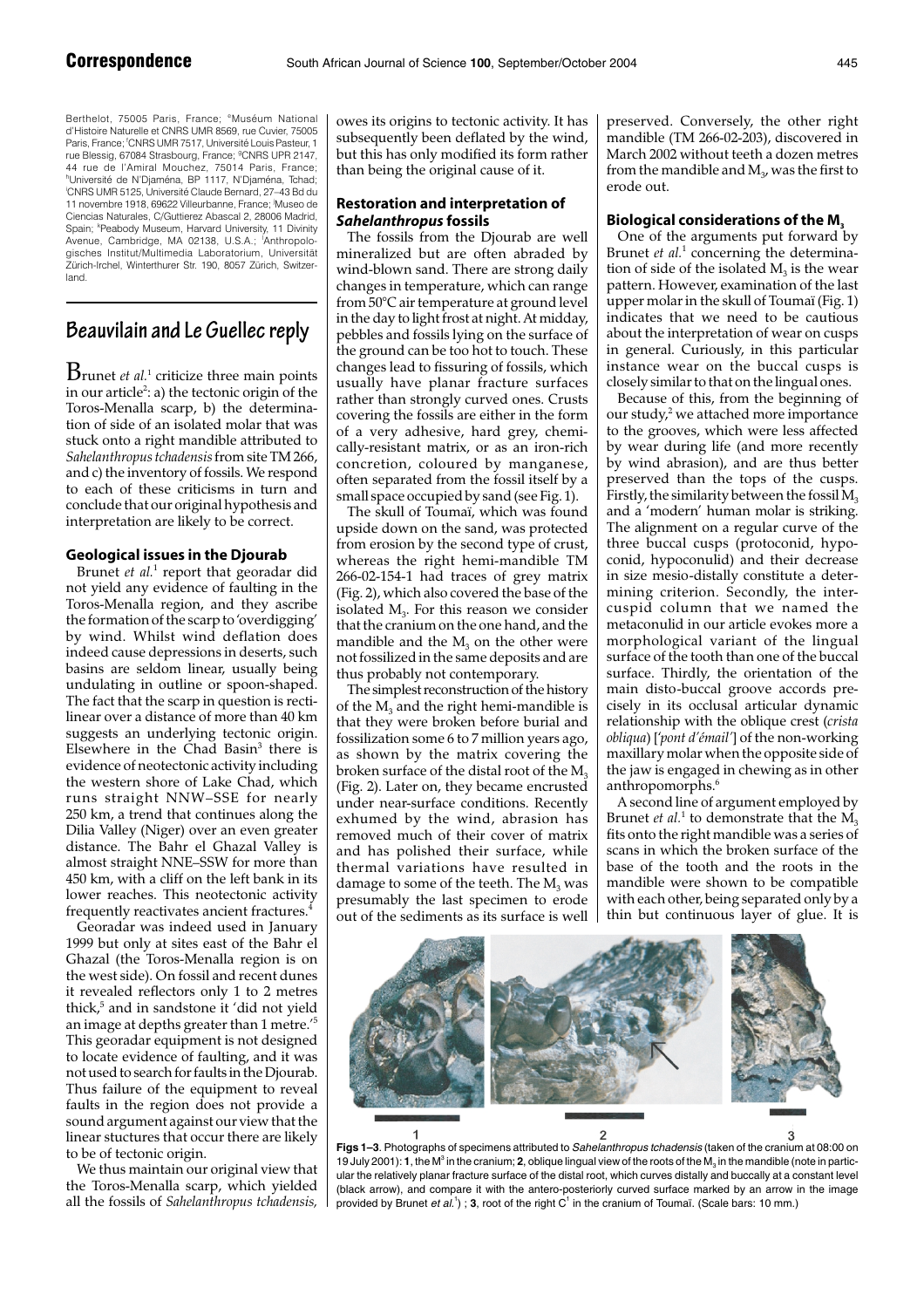Berthelot, 75005 Paris, France; [e]Muséum National d'Histoire Naturelle et CNRS UMR 8569, rue Cuvier, 75005 Paris, France; [f]CNRS UMR 7517, Université Louis Pasteur, 1 rue Blessig, 67084 Strasbourg, France; [g]CNRS UPR 2147, 44 rue de l'Amiral Mouchez, 75014 Paris, France; [h]Université de N'Djaména, BP 1117, N'Djaména, Tchad; [i]CNRS UMR 5125, Université Claude Bernard, 27–43 Bd du 11 novembre 1918, 69622 Villeurbanne, France; [j]Museo de Ciencias Naturales, C/Guttierez Abascal 2, 28006 Madrid, Spain; [k]Peabody Museum, Harvard University, 11 Divinity Avenue, Cambridge, MA 02138, U.S.A.; [l]Anthropologisches Institut/Multimedia Laboratorium, Universität Zürich-Irchel, Winterthurer Str. 190, 8057 Zürich, Switzerland.

## Beauvilain and Le Guellec reply

Brunet *et al.*[1] criticize three main points in our article[2]: a) the tectonic origin of the Toros-Menalla scarp, b) the determination of side of an isolated molar that was stuck onto a right mandible attributed to *Sahelanthropus tchadensis* from site TM 266, and c) the inventory of fossils. We respond to each of these criticisms in turn and conclude that our original hypothesis and interpretation are likely to be correct.

### Geological issues in the Djourab

Brunet *et al.*[1] report that georadar did not yield any evidence of faulting in the Toros-Menalla region, and they ascribe the formation of the scarp to 'overdigging' by wind. Whilst wind deflation does indeed cause depressions in deserts, such basins are seldom linear, usually being undulating in outline or spoon-shaped. The fact that the scarp in question is rectilinear over a distance of more than 40 km suggests an underlying tectonic origin. Elsewhere in the Chad Basin[3] there is evidence of neotectonic activity including the western shore of Lake Chad, which runs straight NNW–SSE for nearly 250 km, a trend that continues along the Dilia Valley (Niger) over an even greater distance. The Bahr el Ghazal Valley is almost straight NNE–SSW for more than 450 km, with a cliff on the left bank in its lower reaches. This neotectonic activity frequently reactivates ancient fractures.[4]

Georadar was indeed used in January 1999 but only at sites east of the Bahr el Ghazal (the Toros-Menalla region is on the west side). On fossil and recent dunes it revealed reflectors only 1 to 2 metres thick,[5] and in sandstone it 'did not yield an image at depths greater than 1 metre.'[5] This georadar equipment is not designed to locate evidence of faulting, and it was not used to search for faults in the Djourab. Thus failure of the equipment to reveal faults in the region does not provide a sound argument against our view that the linear stuctures that occur there are likely to be of tectonic origin.

We thus maintain our original view that the Toros-Menalla scarp, which yielded all the fossils of *Sahelanthropus tchadensis*, owes its origins to tectonic activity. It has subsequently been deflated by the wind, but this has only modified its form rather than being the original cause of it.

### Restoration and interpretation of *Sahelanthropus* fossils

The fossils from the Djourab are well mineralized but are often abraded by wind-blown sand. There are strong daily changes in temperature, which can range from 50°C air temperature at ground level in the day to light frost at night. At midday, pebbles and fossils lying on the surface of the ground can be too hot to touch. These changes lead to fissuring of fossils, which usually have planar fracture surfaces rather than strongly curved ones. Crusts covering the fossils are either in the form of a very adhesive, hard grey, chemically-resistant matrix, or as an iron-rich concretion, coloured by manganese, often separated from the fossil itself by a small space occupied by sand (see Fig. 1).

The skull of Toumaï, which was found upside down on the sand, was protected from erosion by the second type of crust, whereas the right hemi-mandible TM 266-02-154-1 had traces of grey matrix (Fig. 2), which also covered the base of the isolated $M_3$. For this reason we consider that the cranium on the one hand, and the mandible and the $M_3$ on the other were not fossilized in the same deposits and are thus probably not contemporary.

The simplest reconstruction of the history of the $M_3$ and the right hemi-mandible is that they were broken before burial and fossilization some 6 to 7 million years ago, as shown by the matrix covering the broken surface of the distal root of the $M_3$ (Fig. 2). Later on, they became encrusted under near-surface conditions. Recently exhumed by the wind, abrasion has removed much of their cover of matrix and has polished their surface, while thermal variations have resulted in damage to some of the teeth. The $M_3$ was presumably the last specimen to erode out of the sediments as its surface is well preserved. Conversely, the other right mandible (TM 266-02-203), discovered in March 2002 without teeth a dozen metres from the mandible and $M_3$, was the first to erode out.

### Biological considerations of the $M_3$

One of the arguments put forward by Brunet *et al.*[1] concerning the determination of side of the isolated $M_3$ is the wear pattern. However, examination of the last upper molar in the skull of Toumaï (Fig. 1) indicates that we need to be cautious about the interpretation of wear on cusps in general. Curiously, in this particular instance wear on the buccal cusps is closely similar to that on the lingual ones.

Because of this, from the beginning of our study,[2] we attached more importance to the grooves, which were less affected by wear during life (and more recently by wind abrasion), and are thus better preserved than the tops of the cusps. Firstly, the similarity between the fossil $M_3$ and a 'modern' human molar is striking. The alignment on a regular curve of the three buccal cusps (protoconid, hypoconid, hypoconulid) and their decrease in size mesio-distally constitute a determining criterion. Secondly, the intercuspid column that we named the metaconulid in our article evokes more a morphological variant of the lingual surface of the tooth than one of the buccal surface. Thirdly, the orientation of the main disto-buccal groove accords precisely in its occlusal articular dynamic relationship with the oblique crest (*crista obliqua*) [*'pont d'émail'*] of the non-working maxillary molar when the opposite side of the jaw is engaged in chewing as in other anthropomorphs.[6]

A second line of argument employed by Brunet *et al.*[1] to demonstrate that the $M_3$ fits onto the right mandible was a series of scans in which the broken surface of the base of the tooth and the roots in the mandible were shown to be compatible with each other, being separated only by a thin but continuous layer of glue. It is

**Figs 1–3**. Photographs of specimens attributed to *Sahelanthropus tchadensis* (taken of the cranium at 08:00 on 19 July 2001): **1**, the $M^3$ in the cranium; **2**, oblique lingual view of the roots of the $M_3$ in the mandible (note in particular the relatively planar fracture surface of the distal root, which curves distally and buccally at a constant level (black arrow), and compare it with the antero-posteriorly curved surface marked by an arrow in the image provided by Brunet *et al.*[1]) ; **3**, root of the right $C^1$ in the cranium of Toumaï. (Scale bars: 10 mm.)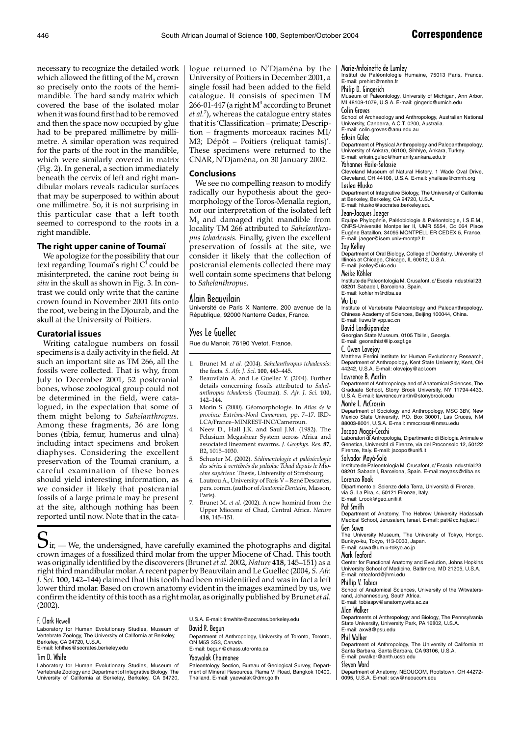necessary to recognize the detailed work which allowed the fitting of the $M_3$ crown so precisely onto the roots of the hemimandible. The hard sandy matrix which covered the base of the isolated molar when it was found first had to be removed and then the space now occupied by glue had to be prepared millimetre by millimetre. A similar operation was required for the parts of the root in the mandible, which were similarly covered in matrix (Fig. 2). In general, a section immediately beneath the cervix of left and right mandibular molars reveals radicular surfaces that may be superposed to within about one millimetre. So, it is not surprising in this particular case that a left tooth seemed to correspond to the roots in a right mandible.

### The right upper canine of Toumaï

We apologize for the possibility that our text regarding Toumaï's right $C^1$ could be misinterpreted, the canine root being *in situ* in the skull as shown in Fig. 3. In contrast we could only write that the canine crown found in November 2001 fits onto the root, we being in the Djourab, and the skull at the University of Poitiers.

### Curatorial issues

Writing catalogue numbers on fossil specimens is a daily activity in the field. At such an important site as TM 266, all the fossils were collected. That is why, from July to December 2001, 52 postcranial bones, whose zoological group could not be determined in the field, were catalogued, in the expectation that some of them might belong to *Sahelanthropus*. Among these fragments, 36 are long bones (tibia, femur, humerus and ulna) including intact specimens and broken diaphyses. Considering the excellent preservation of the Toumaï cranium, a careful examination of these bones should yield interesting information, as we consider it likely that postcranial fossils of a large primate may be present at the site, although nothing has been reported until now. Note that in the catalogue returned to N'Djaména by the University of Poitiers in December 2001, a single fossil had been added to the field catalogue. It consists of specimen TM 266-01-447 (a right $M^3$ according to Brunet *et al.*[7]), whereas the catalogue entry states that it is 'Classification – primate; Description – fragments morceaux racines M1/ M3; Dépôt – Poitiers (reliquat tamis)'. These specimens were returned to the CNAR, N'Djaména, on 30 January 2002.

### Conclusions

We see no compelling reason to modify radically our hypothesis about the geomorphology of the Toros-Menalla region, nor our interpretation of the isolated left $M_3$ and damaged right mandible from locality TM 266 attributed to *Sahelanthropus tchadensis*. Finally, given the excellent preservation of fossils at the site, we consider it likely that the collection of postcranial elements collected there may well contain some specimens that belong to *Sahelanthropus*.

**Alain Beauvilain**
Université de Paris X Nanterre, 200 avenue de la République, 92000 Nanterre Cedex, France.

**Yves Le Guellec**
Rue du Manoir, 76190 Yvetot, France.

1. Brunet M. *et al.* (2004). *Sahelanthropus tchadensis*: the facts. *S. Afr. J. Sci.* **100**, 443–445.
2. Beauvilain A. and Le Guellec Y. (2004). Further details concerning fossils attributed to *Sahelanthropus tchadensis* (Toumaï). *S. Afr. J. Sci.* **100**, 142–144.
3. Morin S. (2000). Géomorphologie. In *Atlas de la province Extrême-Nord Cameroun*, pp. 7–17. IRD-LCA/France–MINREST-INC/Cameroun.
4. Neev D., Hall J.K. and Saul J.M. (1982). The Pelusium Megashear System across Africa and associated lineament swarms. *J. Geophys. Res.* **87**, B2, 1015–1030.
5. Schuster M. (2002). *Sédimentologie et paléoécologie des séries à vertébrés du paléolac Tchad depuis le Miocène supérieur.* Thesis, University of Strasbourg.
6. Lautrou A., University of Paris V – René Descartes, pers. comm. (author of *Anatomie Dentaire*, Masson, Paris).
7. Brunet M. *et al.* (2002). A new hominid from the Upper Miocene of Chad, Central Africa. *Nature* **418**, 145–151.

---

Sir, — We, the undersigned, have carefully examined the photographs and digital crown images of a fossilized third molar from the upper Miocene of Chad. This tooth was originally identified by the discoverers (Brunet *et al.* 2002, *Nature* **418**, 145–151) as a right third mandibular molar. A recent paper by Beauvilain and Le Guellec (2004, *S. Afr. J. Sci.* **100**, 142–144) claimed that this tooth had been misidentified and was in fact a left lower third molar. Based on crown anatomy evident in the images examined by us, we confirm the identity of this tooth as a right molar, as originally published by Brunet *et al.* (2002).

**F. Clark Howell**
Laboratory for Human Evolutionary Studies, Museum of Vertebrate Zoology, The University of California at Berkeley, Berkeley, CA 94720, U.S.A.
E-mail: fchlhes@socrates.berkeley.edu

**Tim D. White**
Laboratory for Human Evolutionary Studies, Museum of Vertebrate Zoology and Department of Integrative Biology, The University of California at Berkeley, Berkeley, CA 94720, U.S.A. E-mail: timwhite@socrates.berkeley.edu

**David R. Begun**
Department of Anthropology, University of Toronto, Toronto, ON M5S 3G3, Canada.
E-mail: begun@chass.utoronto.ca

**Yaowalak Chaimanee**
Paleontology Section, Bureau of Geological Survey, Department of Mineral Resources, Rama VI Road, Bangkok 10400, Thailand. E-mail: yaowalak@dmr.go.th

**Marie-Antoinette de Lumley**
Institut de Paléontologie Humaine, 75013 Paris, France.
E-mail: prehist@mnhn.fr

**Philip D. Gingerich**
Museum of Paleontology, University of Michigan, Ann Arbor, MI 48109-1079, U.S.A. E-mail: gingeric@umich.edu

**Colin Groves**
School of Archaeology and Anthropology, Australian National University, Canberra, A.C.T. 0200, Australia.
E-mail: colin.groves@anu.edu.au

**Erksin Gülec**
Department of Physical Anthropology and Paleoanthropology, University of Ankara, 06100, Sihhiye, Ankara, Turkey.
E-mail: erksin.gulec@humanity.ankara.edu.tr

**Yohannes Haile-Selassie**
Cleveland Museum of Natural History, 1 Wade Oval Drive, Cleveland, OH 44106, U.S.A. E-mail: yhailese@cmnh.org

**Leslea Hlusko**
Department of Integrative Biology, The University of California at Berkeley, Berkeley, CA 94720, U.S.A.
E-mail: hlusko@socrates.berkeley.edu

**Jean-Jacques Jaeger**
Equipe Phylogénie, Paléobiologie & Paléontologie, I.S.E.M., CNRS-Université Montpellier II, UMR 5554, Cc 064 Place Eugéne Bataillon, 34095 MONTPELLIER CEDEX 5, France.
E-mail: jaeger@isem.univ-montp2.fr

**Jay Kelley**
Department of Oral Biology, College of Dentistry, University of Illinois at Chicago, Chicago, IL 60612, U.S.A.
E-mail: jkelley@uic.edu

**Meike Köhler**
Institute de Paleontologia M. Crusafont, c/ Escola Industrial 23, 08201 Sabadell, Barcelona, Spain.
E-mail: kohlerlm@diba.es

**Wu Liu**
Institute of Vertebrate Paleontology and Paleoanthropology, Chinese Academy of Sciences, Beijing 100044, China.
E-mail: liuwu@ivpp.ac.cn

**David Lordkipanidze**
Georgian State Museum, 0105 Tbilisi, Georgia.
E-mail: geonathist@ip.osgf.ge

**C. Owen Lovejoy**
Matthew Ferrini Institute for Human Evolutionary Research, Department of Anthropology, Kent State University, Kent, OH 44242, U.S.A. E-mail: olovejoy@aol.com

**Lawrence B. Martin**
Department of Anthropology and of Anatomical Sciences, The Graduate School, Stony Brook University, NY 11794-4433, U.S.A. E-mail: lawrence.martin@stonybrook.edu

**Monte L. McCrossin**
Department of Sociology and Anthropology, MSC 3BV, New Mexico State University, P.O. Box 30001, Las Cruces, NM 88003-8001, U.S.A. E-mail: mmccross@nmsu.edu

**Jacopo Moggi-Cecchi**
Laboratori di Antropologia, Dipartimento di Biologia Animale e Genetica, Università di Firenze, via del Proconsolo 12, 50122 Firenze, Italy. E-mail: jacopo@unifi.it

**Salvador Moyà-Solà**
Institute de Paleontologia M. Crusafont, c/ Escola Industrial 23, 08201 Sabadell, Barcelona, Spain. E-mail:moyass@diba.es

**Lorenzo Rook**
Dipartimento di Scienze della Terra, Università di Firenze, via G. La Pira, 4, 50121 Firenze, Italy.
E-mail: Lrook@geo.unifi.it

**Pat Smith**
Department of Anatomy, The Hebrew University Hadassah Medical School, Jerusalem, Israel. E-mail: pat@cc.huji.ac.il

**Gen Suwa**
The University Museum, The University of Tokyo, Hongo, Bunkyo-ku, Tokyo, 113-0033, Japan.
E-mail: suwa@um.u-tokyo.ac.jp

**Mark Teaford**
Center for Functional Anatomy and Evolution, Johns Hopkins University School of Medicine, Baltimore, MD 21205, U.S.A.
E-mail: mteaford@jhmi.edu

**Phillip V. Tobias**
School of Anatomical Sciences, University of the Witwatersrand, Johannesburg, South Africa.
E-mail: tobiaspv@anatomy.wits.ac.za

**Alan Walker**
Departments of Anthropology and Biology, The Pennsylvania State University, University Park, PA 16802, U.S.A.
E-mail: axw8@psu.edu

**Phil Walker**
Department of Anthropology, The University of California at Santa Barbara, Santa Barbara, CA 93106, U.S.A.
E-mail: pwalker@anth.ucsb.edu

**Steven Ward**
Department of Anatomy, NEOUCOM, Rootstown, OH 44272-0095, U.S.A. E-mail: scw@neoucom.edu